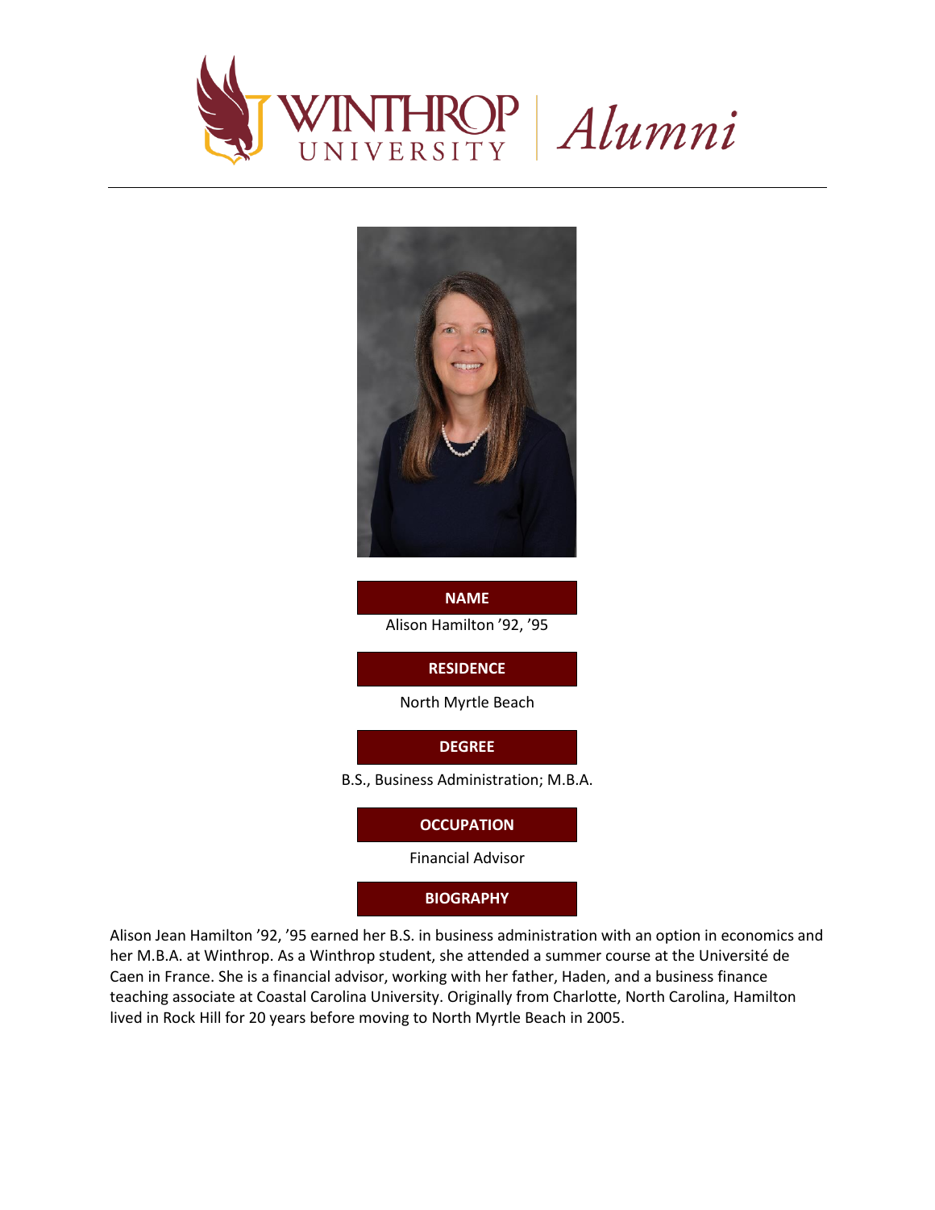# WINTHROP UNIVERSITY | *Alumni*

## NAME

Alison Hamilton ’92, ’95

## RESIDENCE

North Myrtle Beach

## DEGREE

B.S., Business Administration; M.B.A.

## OCCUPATION

Financial Advisor

## BIOGRAPHY

Alison Jean Hamilton ’92, ’95 earned her B.S. in business administration with an option in economics and her M.B.A. at Winthrop. As a Winthrop student, she attended a summer course at the Université de Caen in France. She is a financial advisor, working with her father, Haden, and a business finance teaching associate at Coastal Carolina University. Originally from Charlotte, North Carolina, Hamilton lived in Rock Hill for 20 years before moving to North Myrtle Beach in 2005.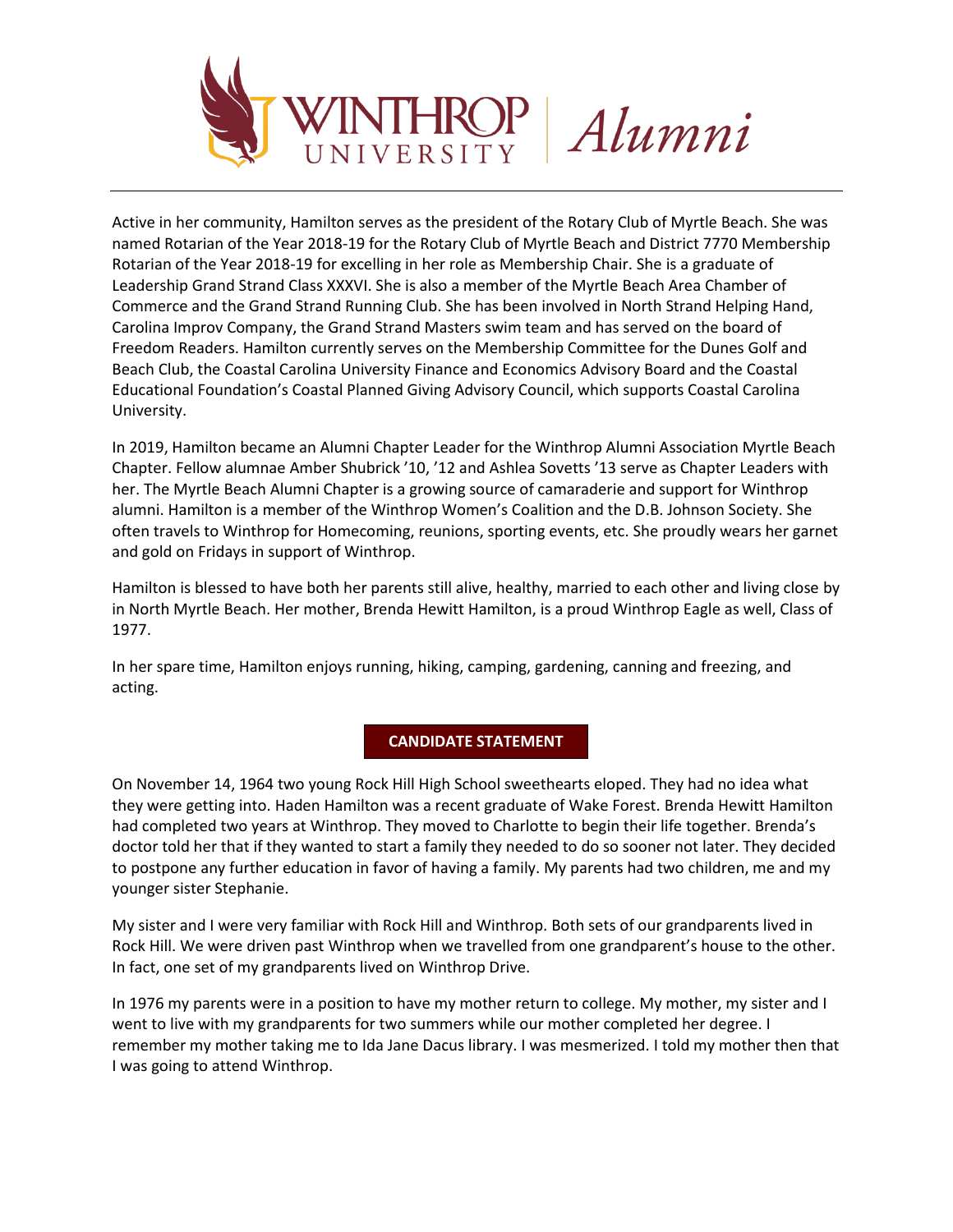Active in her community, Hamilton serves as the president of the Rotary Club of Myrtle Beach. She was named Rotarian of the Year 2018-19 for the Rotary Club of Myrtle Beach and District 7770 Membership Rotarian of the Year 2018-19 for excelling in her role as Membership Chair. She is a graduate of Leadership Grand Strand Class XXXVI. She is also a member of the Myrtle Beach Area Chamber of Commerce and the Grand Strand Running Club. She has been involved in North Strand Helping Hand, Carolina Improv Company, the Grand Strand Masters swim team and has served on the board of Freedom Readers. Hamilton currently serves on the Membership Committee for the Dunes Golf and Beach Club, the Coastal Carolina University Finance and Economics Advisory Board and the Coastal Educational Foundation's Coastal Planned Giving Advisory Council, which supports Coastal Carolina University.

In 2019, Hamilton became an Alumni Chapter Leader for the Winthrop Alumni Association Myrtle Beach Chapter. Fellow alumnae Amber Shubrick '10, '12 and Ashlea Sovetts '13 serve as Chapter Leaders with her. The Myrtle Beach Alumni Chapter is a growing source of camaraderie and support for Winthrop alumni. Hamilton is a member of the Winthrop Women's Coalition and the D.B. Johnson Society. She often travels to Winthrop for Homecoming, reunions, sporting events, etc. She proudly wears her garnet and gold on Fridays in support of Winthrop.

Hamilton is blessed to have both her parents still alive, healthy, married to each other and living close by in North Myrtle Beach. Her mother, Brenda Hewitt Hamilton, is a proud Winthrop Eagle as well, Class of 1977.

In her spare time, Hamilton enjoys running, hiking, camping, gardening, canning and freezing, and acting.

## CANDIDATE STATEMENT

On November 14, 1964 two young Rock Hill High School sweethearts eloped. They had no idea what they were getting into. Haden Hamilton was a recent graduate of Wake Forest. Brenda Hewitt Hamilton had completed two years at Winthrop. They moved to Charlotte to begin their life together. Brenda's doctor told her that if they wanted to start a family they needed to do so sooner not later. They decided to postpone any further education in favor of having a family. My parents had two children, me and my younger sister Stephanie.

My sister and I were very familiar with Rock Hill and Winthrop. Both sets of our grandparents lived in Rock Hill. We were driven past Winthrop when we travelled from one grandparent's house to the other. In fact, one set of my grandparents lived on Winthrop Drive.

In 1976 my parents were in a position to have my mother return to college. My mother, my sister and I went to live with my grandparents for two summers while our mother completed her degree. I remember my mother taking me to Ida Jane Dacus library. I was mesmerized. I told my mother then that I was going to attend Winthrop.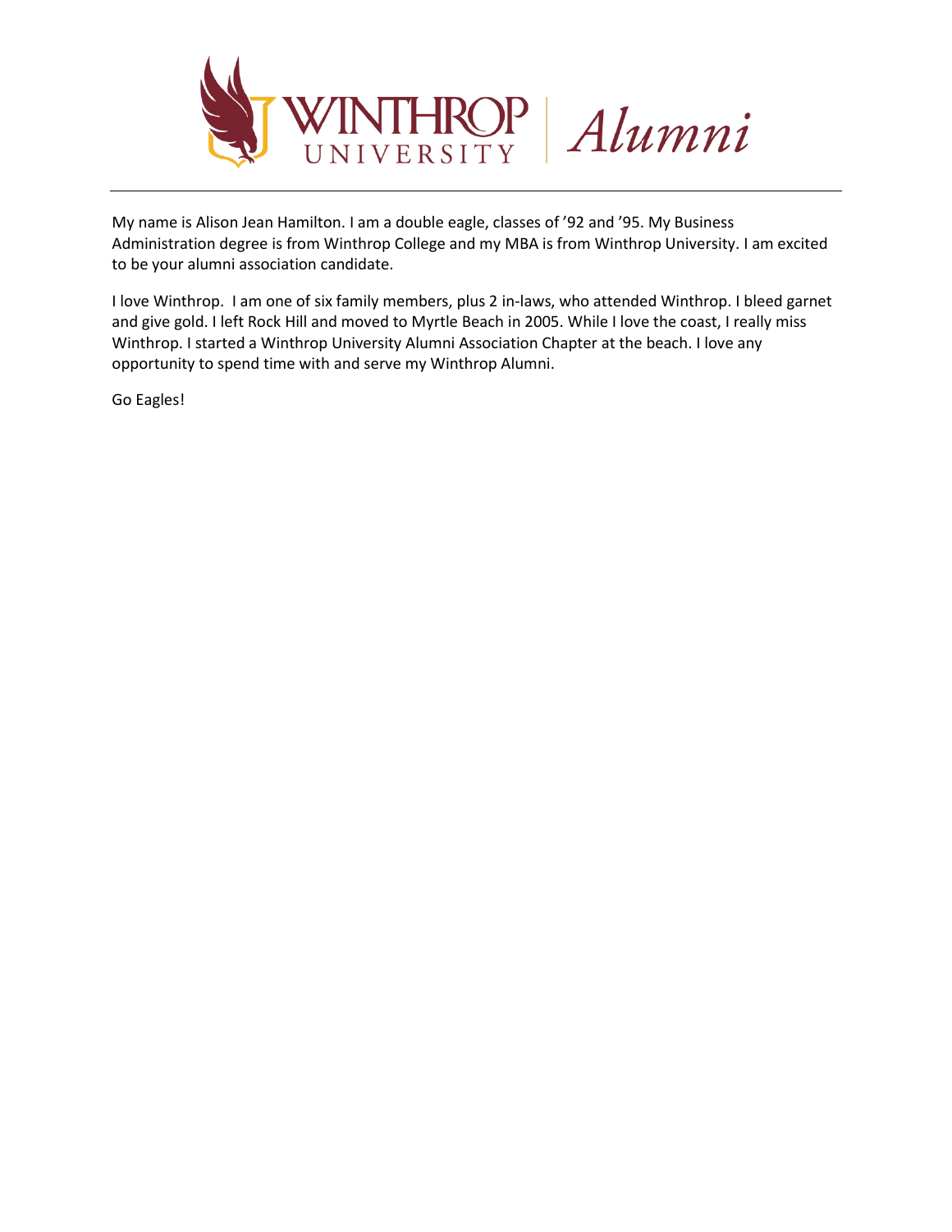My name is Alison Jean Hamilton. I am a double eagle, classes of ’92 and ’95. My Business Administration degree is from Winthrop College and my MBA is from Winthrop University. I am excited to be your alumni association candidate.

I love Winthrop. I am one of six family members, plus 2 in-laws, who attended Winthrop. I bleed garnet and give gold. I left Rock Hill and moved to Myrtle Beach in 2005. While I love the coast, I really miss Winthrop. I started a Winthrop University Alumni Association Chapter at the beach. I love any opportunity to spend time with and serve my Winthrop Alumni.

Go Eagles!